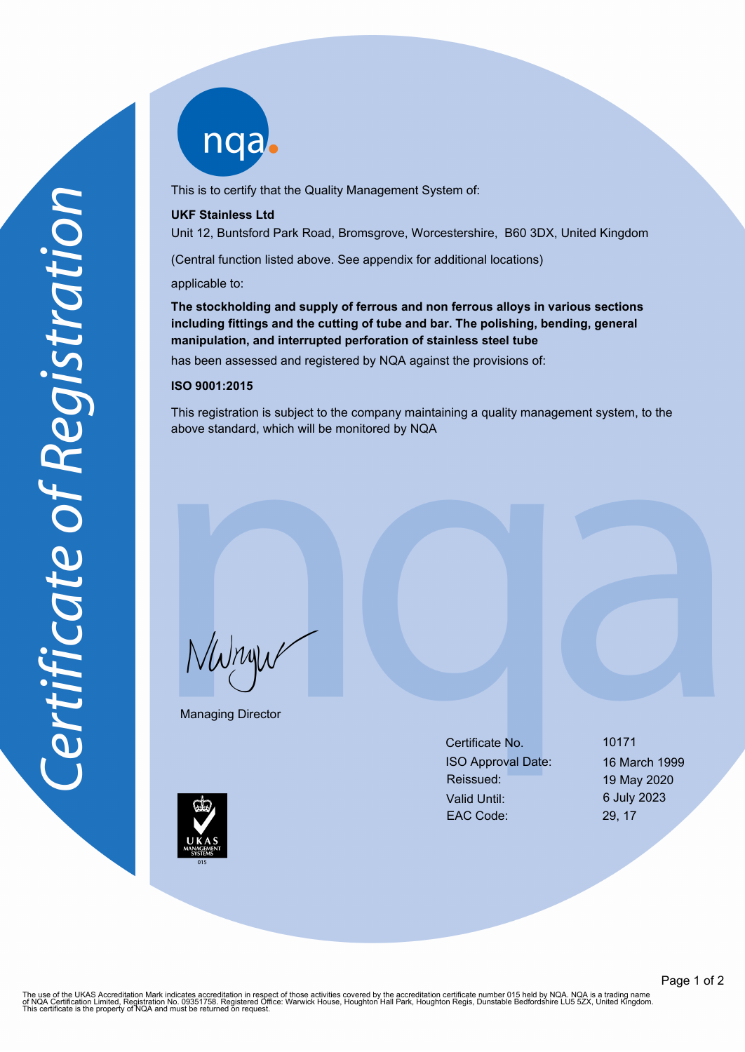# Certificate of Registration

nqa

This is to certify that the Quality Management System of:

**UKF Stainless Ltd**
Unit 12, Buntsford Park Road, Bromsgrove, Worcestershire, B60 3DX, United Kingdom

(Central function listed above. See appendix for additional locations)

applicable to:

**The stockholding and supply of ferrous and non ferrous alloys in various sections including fittings and the cutting of tube and bar. The polishing, bending, general manipulation, and interrupted perforation of stainless steel tube**

has been assessed and registered by NQA against the provisions of:

**ISO 9001:2015**

This registration is subject to the company maintaining a quality management system, to the above standard, which will be monitored by NQA

Managing Director

| | |
|---|---|
| Certificate No. | 10171 |
| ISO Approval Date: | 16 March 1999 |
| Reissued: | 19 May 2020 |
| Valid Until: | 6 July 2023 |
| EAC Code: | 29, 17 |

UKAS MANAGEMENT SYSTEMS 015

The use of the UKAS Accreditation Mark indicates accreditation in respect of those activities covered by the accreditation certificate number 015 held by NQA. NQA is a trading name of NQA Certification Limited, Registration No. 09351758. Registered Office: Warwick House, Houghton Hall Park, Houghton Regis, Dunstable Bedfordshire LU5 5ZX, United Kingdom. This certificate is the property of NQA and must be returned on request.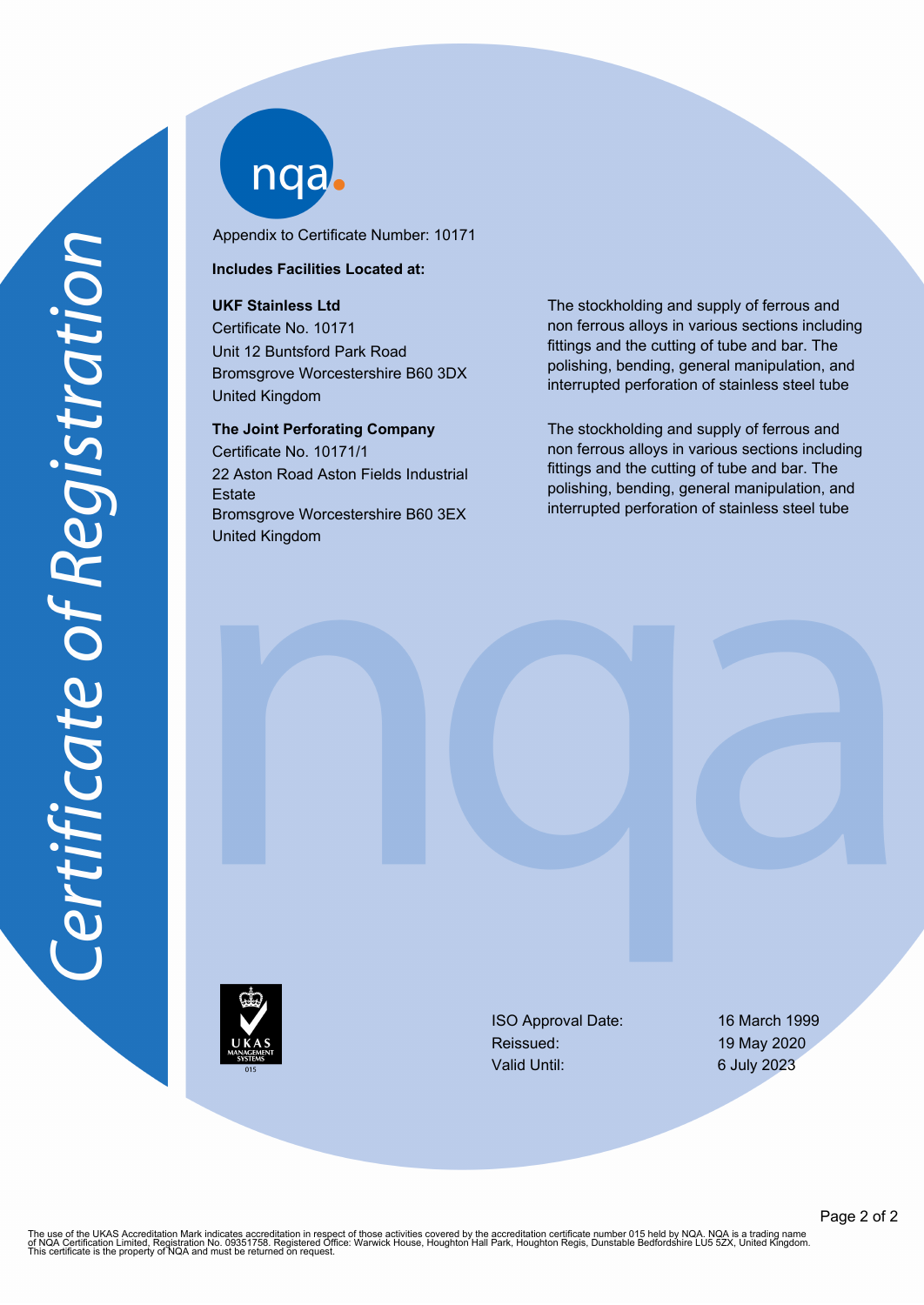Certificate of Registration

Appendix to Certificate Number: 10171

**Includes Facilities Located at:**

**UKF Stainless Ltd**
Certificate No. 10171
Unit 12 Buntsford Park Road
Bromsgrove Worcestershire B60 3DX
United Kingdom

The stockholding and supply of ferrous and non ferrous alloys in various sections including fittings and the cutting of tube and bar. The polishing, bending, general manipulation, and interrupted perforation of stainless steel tube

**The Joint Perforating Company**
Certificate No. 10171/1
22 Aston Road Aston Fields Industrial Estate
Bromsgrove Worcestershire B60 3EX
United Kingdom

The stockholding and supply of ferrous and non ferrous alloys in various sections including fittings and the cutting of tube and bar. The polishing, bending, general manipulation, and interrupted perforation of stainless steel tube

UKAS MANAGEMENT SYSTEMS 015

| | |
|---|---|
| ISO Approval Date: | 16 March 1999 |
| Reissued: | 19 May 2020 |
| Valid Until: | 6 July 2023 |

The use of the UKAS Accreditation Mark indicates accreditation in respect of those activities covered by the accreditation certificate number 015 held by NQA. NQA is a trading name of NQA Certification Limited, Registration No. 09351758. Registered Office: Warwick House, Houghton Hall Park, Houghton Regis, Dunstable Bedfordshire LU5 5ZX, United Kingdom. This certificate is the property of NQA and must be returned on request.